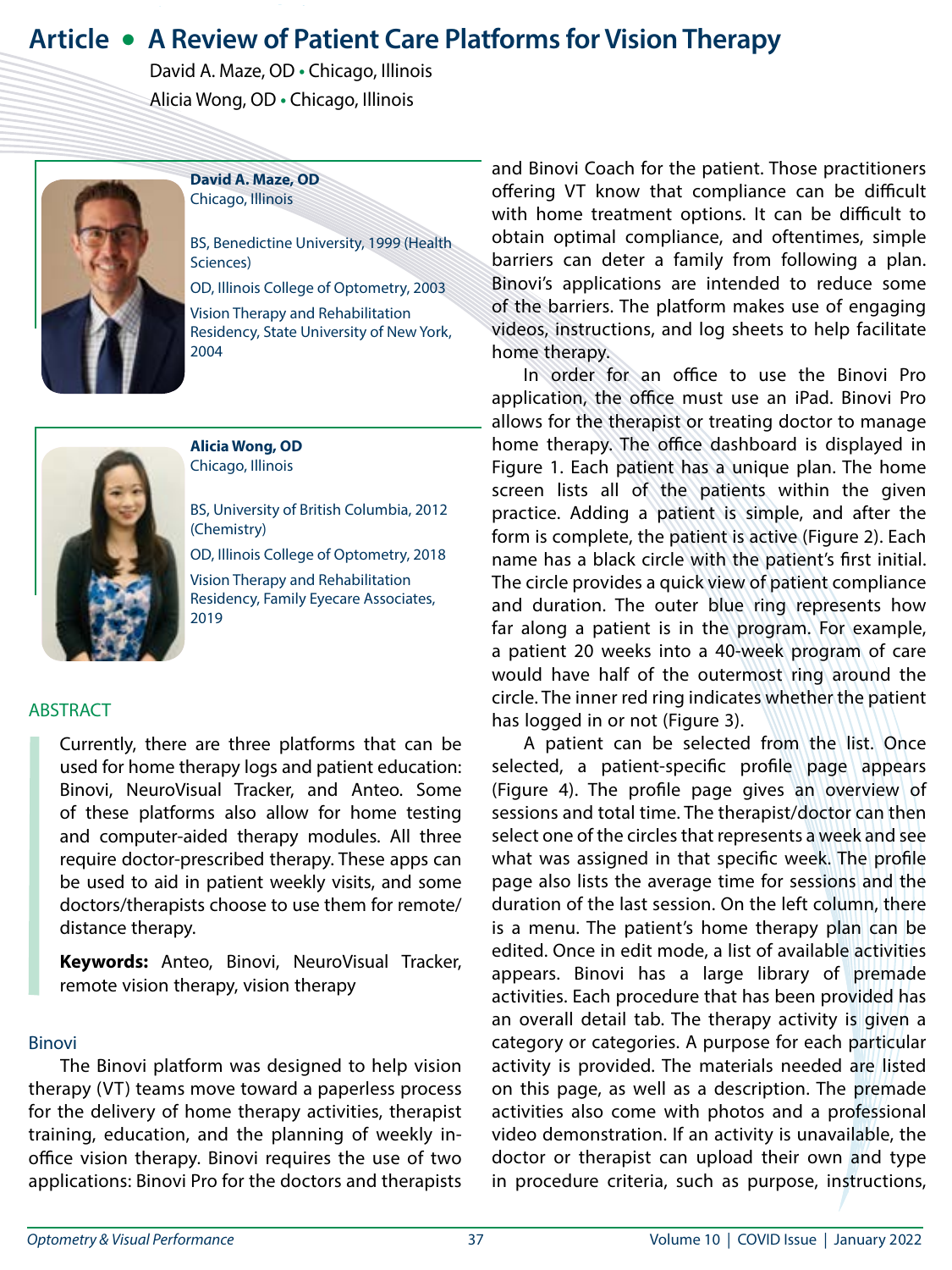# Article • A Review of Patient Care Platforms for Vision Therapy

David A. Maze, OD • Chicago, Illinois
Alicia Wong, OD • Chicago, Illinois

**David A. Maze, OD**
Chicago, Illinois

BS, Benedictine University, 1999 (Health Sciences)

OD, Illinois College of Optometry, 2003

Vision Therapy and Rehabilitation Residency, State University of New York, 2004

**Alicia Wong, OD**
Chicago, Illinois

BS, University of British Columbia, 2012 (Chemistry)

OD, Illinois College of Optometry, 2018

Vision Therapy and Rehabilitation Residency, Family Eyecare Associates, 2019

## ABSTRACT

Currently, there are three platforms that can be used for home therapy logs and patient education: Binovi, NeuroVisual Tracker, and Anteo. Some of these platforms also allow for home testing and computer-aided therapy modules. All three require doctor-prescribed therapy. These apps can be used to aid in patient weekly visits, and some doctors/therapists choose to use them for remote/distance therapy.

**Keywords:** Anteo, Binovi, NeuroVisual Tracker, remote vision therapy, vision therapy

## Binovi

The Binovi platform was designed to help vision therapy (VT) teams move toward a paperless process for the delivery of home therapy activities, therapist training, education, and the planning of weekly in-office vision therapy. Binovi requires the use of two applications: Binovi Pro for the doctors and therapists and Binovi Coach for the patient. Those practitioners offering VT know that compliance can be difficult with home treatment options. It can be difficult to obtain optimal compliance, and oftentimes, simple barriers can deter a family from following a plan. Binovi's applications are intended to reduce some of the barriers. The platform makes use of engaging videos, instructions, and log sheets to help facilitate home therapy.

In order for an office to use the Binovi Pro application, the office must use an iPad. Binovi Pro allows for the therapist or treating doctor to manage home therapy. The office dashboard is displayed in Figure 1. Each patient has a unique plan. The home screen lists all of the patients within the given practice. Adding a patient is simple, and after the form is complete, the patient is active (Figure 2). Each name has a black circle with the patient's first initial. The circle provides a quick view of patient compliance and duration. The outer blue ring represents how far along a patient is in the program. For example, a patient 20 weeks into a 40-week program of care would have half of the outermost ring around the circle. The inner red ring indicates whether the patient has logged in or not (Figure 3).

A patient can be selected from the list. Once selected, a patient-specific profile page appears (Figure 4). The profile page gives an overview of sessions and total time. The therapist/doctor can then select one of the circles that represents a week and see what was assigned in that specific week. The profile page also lists the average time for sessions and the duration of the last session. On the left column, there is a menu. The patient's home therapy plan can be edited. Once in edit mode, a list of available activities appears. Binovi has a large library of premade activities. Each procedure that has been provided has an overall detail tab. The therapy activity is given a category or categories. A purpose for each particular activity is provided. The materials needed are listed on this page, as well as a description. The premade activities also come with photos and a professional video demonstration. If an activity is unavailable, the doctor or therapist can upload their own and type in procedure criteria, such as purpose, instructions,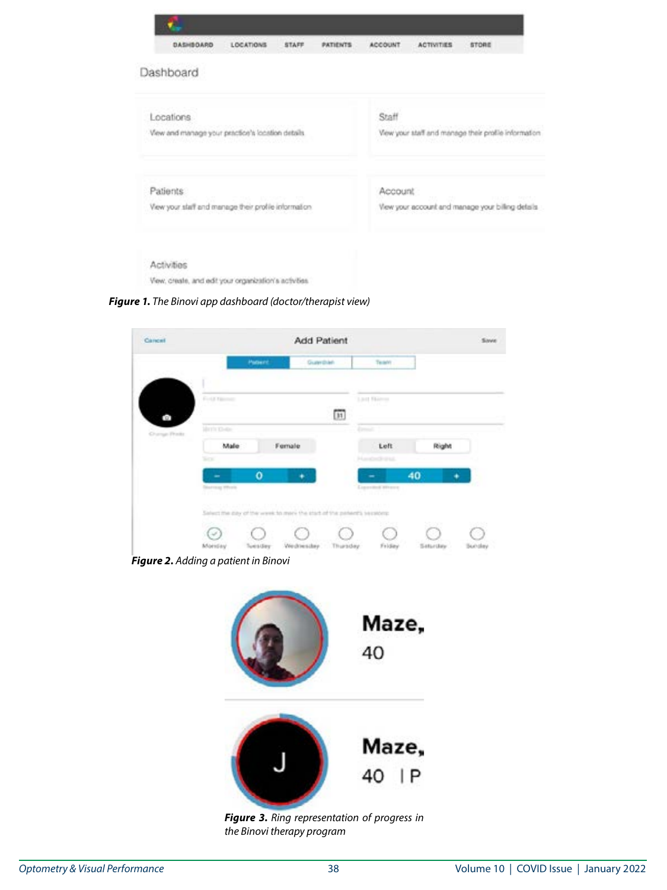**Figure 1.** *The Binovi app dashboard (doctor/therapist view)*

**Figure 2.** *Adding a patient in Binovi*

**Figure 3.** *Ring representation of progress in the Binovi therapy program*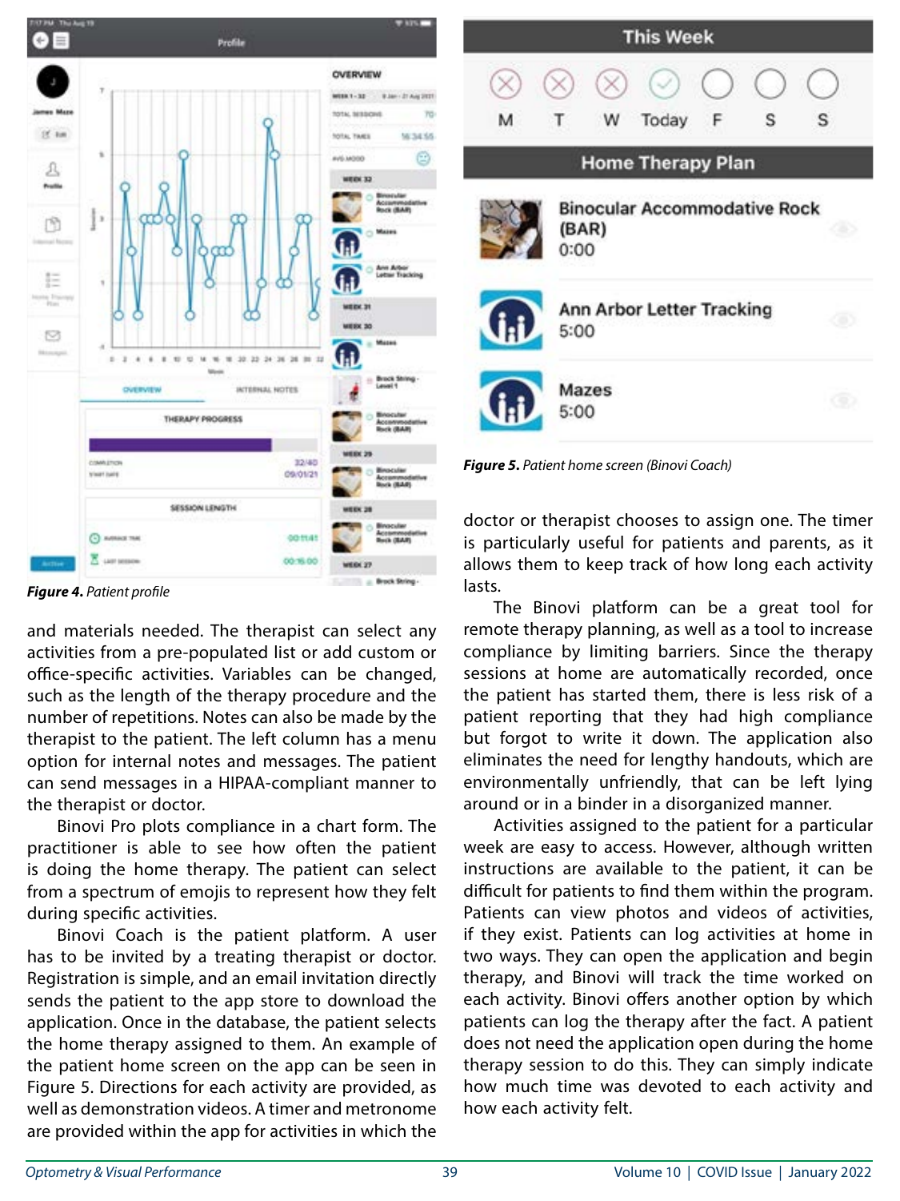*Figure 4. Patient profile*

and materials needed. The therapist can select any activities from a pre-populated list or add custom or office-specific activities. Variables can be changed, such as the length of the therapy procedure and the number of repetitions. Notes can also be made by the therapist to the patient. The left column has a menu option for internal notes and messages. The patient can send messages in a HIPAA-compliant manner to the therapist or doctor.

Binovi Pro plots compliance in a chart form. The practitioner is able to see how often the patient is doing the home therapy. The patient can select from a spectrum of emojis to represent how they felt during specific activities.

Binovi Coach is the patient platform. A user has to be invited by a treating therapist or doctor. Registration is simple, and an email invitation directly sends the patient to the app store to download the application. Once in the database, the patient selects the home therapy assigned to them. An example of the patient home screen on the app can be seen in Figure 5. Directions for each activity are provided, as well as demonstration videos. A timer and metronome are provided within the app for activities in which the

*Figure 5. Patient home screen (Binovi Coach)*

doctor or therapist chooses to assign one. The timer is particularly useful for patients and parents, as it allows them to keep track of how long each activity lasts.

The Binovi platform can be a great tool for remote therapy planning, as well as a tool to increase compliance by limiting barriers. Since the therapy sessions at home are automatically recorded, once the patient has started them, there is less risk of a patient reporting that they had high compliance but forgot to write it down. The application also eliminates the need for lengthy handouts, which are environmentally unfriendly, that can be left lying around or in a binder in a disorganized manner.

Activities assigned to the patient for a particular week are easy to access. However, although written instructions are available to the patient, it can be difficult for patients to find them within the program. Patients can view photos and videos of activities, if they exist. Patients can log activities at home in two ways. They can open the application and begin therapy, and Binovi will track the time worked on each activity. Binovi offers another option by which patients can log the therapy after the fact. A patient does not need the application open during the home therapy session to do this. They can simply indicate how much time was devoted to each activity and how each activity felt.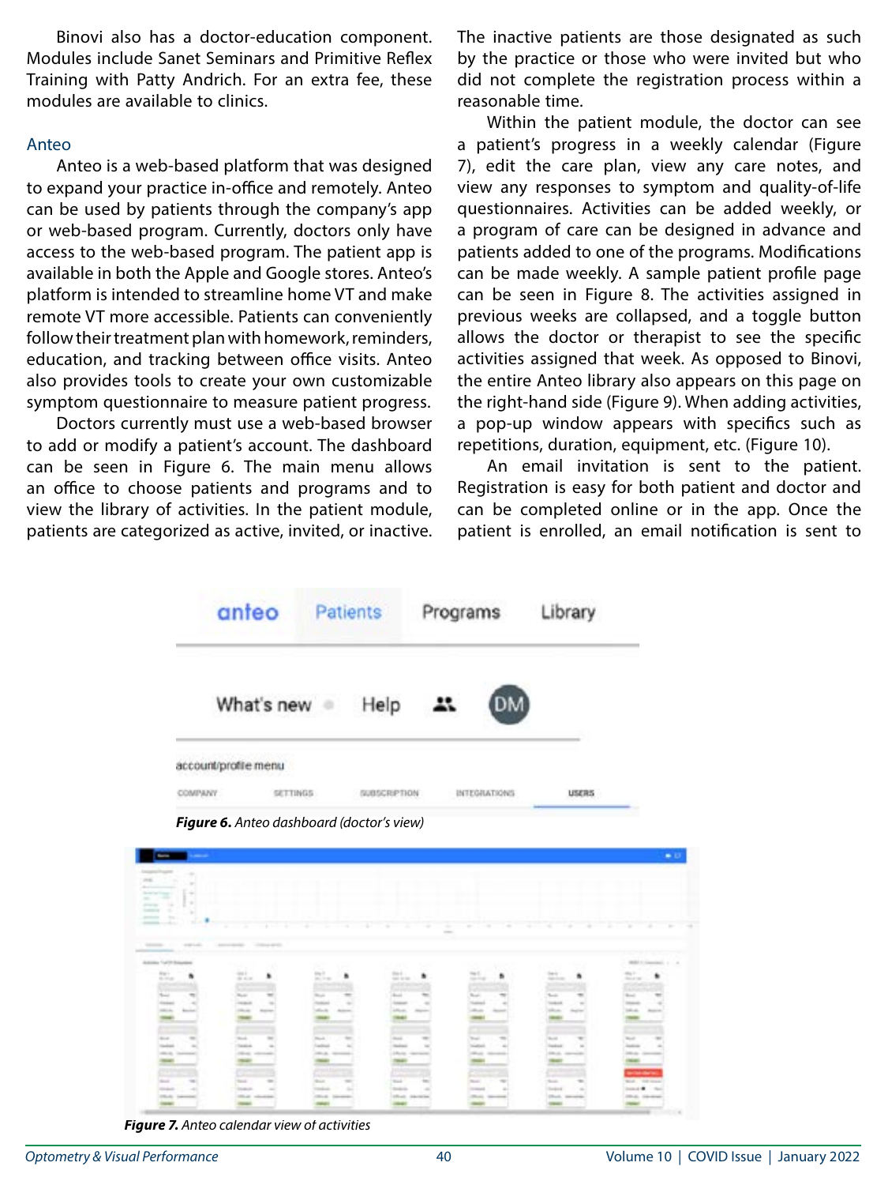Binovi also has a doctor-education component. Modules include Sanet Seminars and Primitive Reflex Training with Patty Andrich. For an extra fee, these modules are available to clinics.

### Anteo

Anteo is a web-based platform that was designed to expand your practice in-office and remotely. Anteo can be used by patients through the company's app or web-based program. Currently, doctors only have access to the web-based program. The patient app is available in both the Apple and Google stores. Anteo's platform is intended to streamline home VT and make remote VT more accessible. Patients can conveniently follow their treatment plan with homework, reminders, education, and tracking between office visits. Anteo also provides tools to create your own customizable symptom questionnaire to measure patient progress.

Doctors currently must use a web-based browser to add or modify a patient's account. The dashboard can be seen in Figure 6. The main menu allows an office to choose patients and programs and to view the library of activities. In the patient module, patients are categorized as active, invited, or inactive. The inactive patients are those designated as such by the practice or those who were invited but who did not complete the registration process within a reasonable time.

Within the patient module, the doctor can see a patient's progress in a weekly calendar (Figure 7), edit the care plan, view any care notes, and view any responses to symptom and quality-of-life questionnaires. Activities can be added weekly, or a program of care can be designed in advance and patients added to one of the programs. Modifications can be made weekly. A sample patient profile page can be seen in Figure 8. The activities assigned in previous weeks are collapsed, and a toggle button allows the doctor or therapist to see the specific activities assigned that week. As opposed to Binovi, the entire Anteo library also appears on this page on the right-hand side (Figure 9). When adding activities, a pop-up window appears with specifics such as repetitions, duration, equipment, etc. (Figure 10).

An email invitation is sent to the patient. Registration is easy for both patient and doctor and can be completed online or in the app. Once the patient is enrolled, an email notification is sent to

***Figure 6.*** *Anteo dashboard (doctor's view)*

***Figure 7.*** *Anteo calendar view of activities*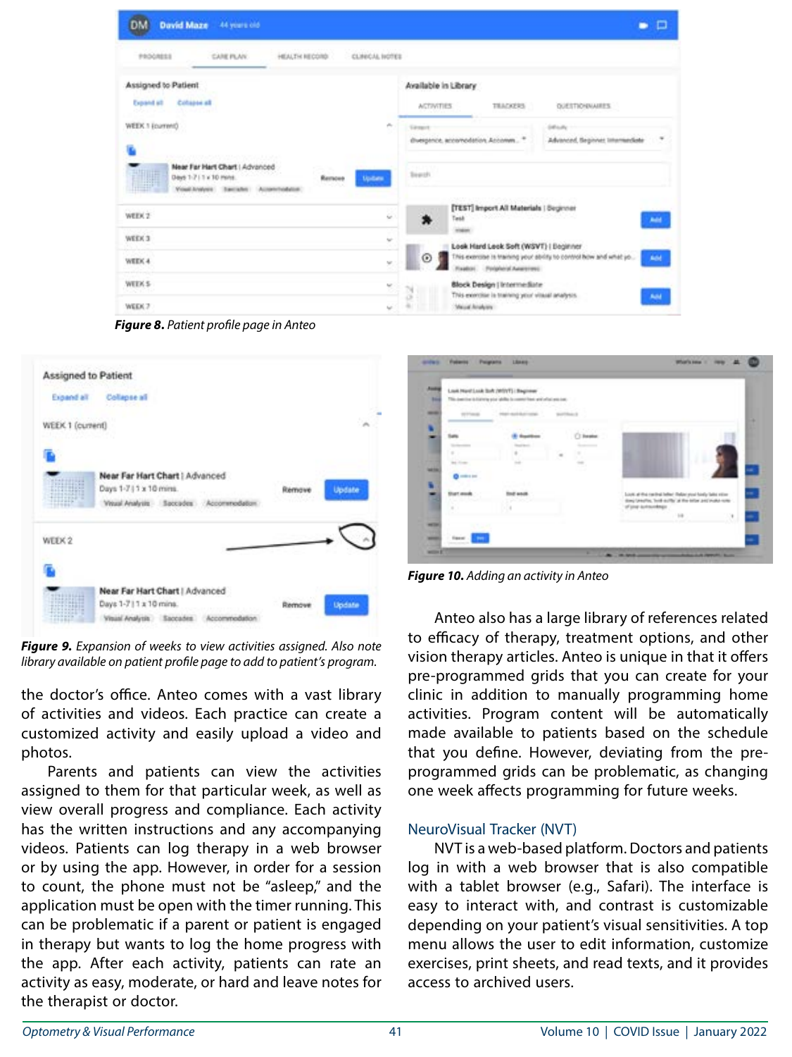*Figure 8. Patient profile page in Anteo*

*Figure 9. Expansion of weeks to view activities assigned. Also note library available on patient profile page to add to patient's program.*

the doctor's office. Anteo comes with a vast library of activities and videos. Each practice can create a customized activity and easily upload a video and photos.

Parents and patients can view the activities assigned to them for that particular week, as well as view overall progress and compliance. Each activity has the written instructions and any accompanying videos. Patients can log therapy in a web browser or by using the app. However, in order for a session to count, the phone must not be "asleep," and the application must be open with the timer running. This can be problematic if a parent or patient is engaged in therapy but wants to log the home progress with the app. After each activity, patients can rate an activity as easy, moderate, or hard and leave notes for the therapist or doctor.

*Figure 10. Adding an activity in Anteo*

Anteo also has a large library of references related to efficacy of therapy, treatment options, and other vision therapy articles. Anteo is unique in that it offers pre-programmed grids that you can create for your clinic in addition to manually programming home activities. Program content will be automatically made available to patients based on the schedule that you define. However, deviating from the pre-programmed grids can be problematic, as changing one week affects programming for future weeks.

### NeuroVisual Tracker (NVT)

NVT is a web-based platform. Doctors and patients log in with a web browser that is also compatible with a tablet browser (e.g., Safari). The interface is easy to interact with, and contrast is customizable depending on your patient's visual sensitivities. A top menu allows the user to edit information, customize exercises, print sheets, and read texts, and it provides access to archived users.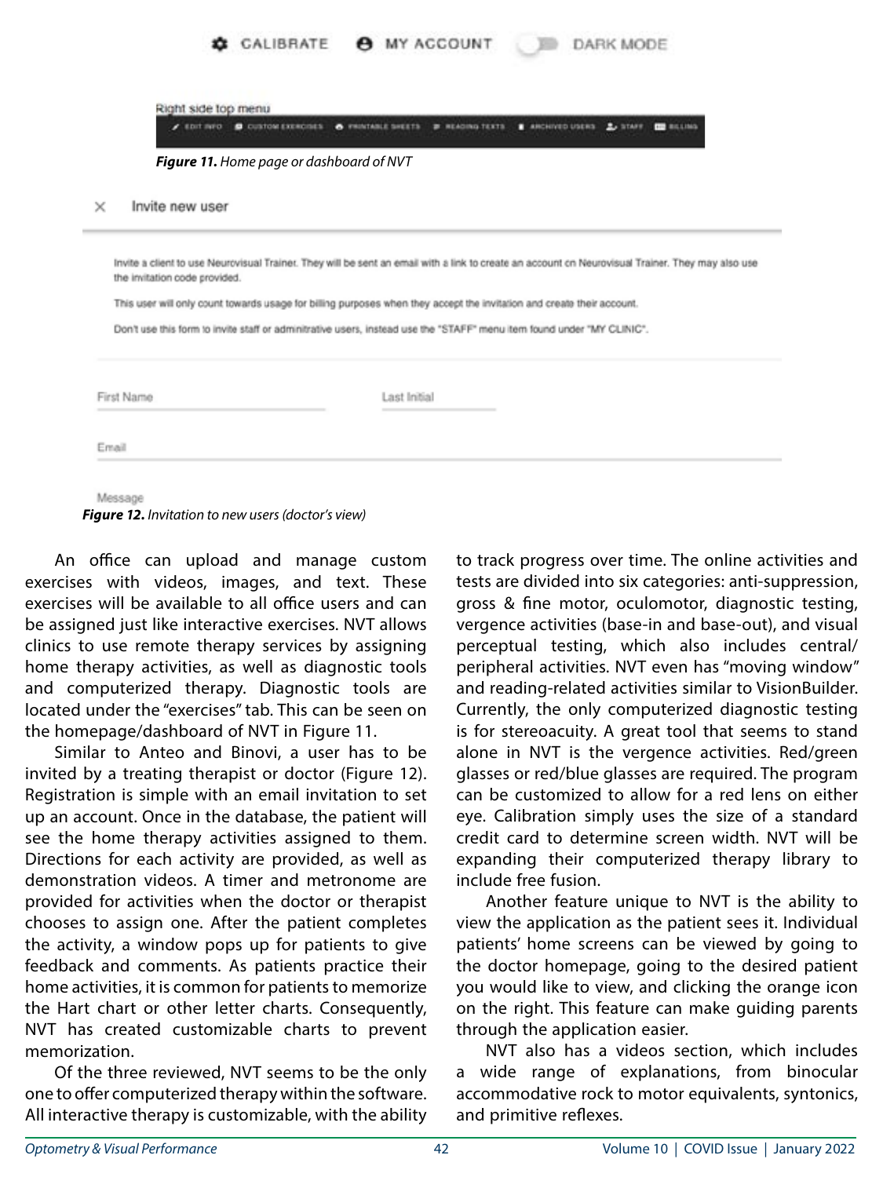CALIBRATE MY ACCOUNT DARK MODE

Right side top menu

EDIT INFO CUSTOM EXERCISES PRINTABLE SHEETS READING TEXTS ARCHIVED USERS STAFF BILLING

***Figure 11.*** *Home page or dashboard of NVT*

Invite new user

Invite a client to use Neurovisual Trainer. They will be sent an email with a link to create an account on Neurovisual Trainer. They may also use the invitation code provided.

This user will only count towards usage for billing purposes when they accept the invitation and create their account.

Don't use this form to invite staff or administrative users, instead use the "STAFF" menu item found under "MY CLINIC".

First Name Last Initial

Email

Message

***Figure 12.*** *Invitation to new users (doctor's view)*

An office can upload and manage custom exercises with videos, images, and text. These exercises will be available to all office users and can be assigned just like interactive exercises. NVT allows clinics to use remote therapy services by assigning home therapy activities, as well as diagnostic tools and computerized therapy. Diagnostic tools are located under the "exercises" tab. This can be seen on the homepage/dashboard of NVT in Figure 11.

Similar to Anteo and Binovi, a user has to be invited by a treating therapist or doctor (Figure 12). Registration is simple with an email invitation to set up an account. Once in the database, the patient will see the home therapy activities assigned to them. Directions for each activity are provided, as well as demonstration videos. A timer and metronome are provided for activities when the doctor or therapist chooses to assign one. After the patient completes the activity, a window pops up for patients to give feedback and comments. As patients practice their home activities, it is common for patients to memorize the Hart chart or other letter charts. Consequently, NVT has created customizable charts to prevent memorization.

Of the three reviewed, NVT seems to be the only one to offer computerized therapy within the software. All interactive therapy is customizable, with the ability to track progress over time. The online activities and tests are divided into six categories: anti-suppression, gross & fine motor, oculomotor, diagnostic testing, vergence activities (base-in and base-out), and visual perceptual testing, which also includes central/peripheral activities. NVT even has "moving window" and reading-related activities similar to VisionBuilder. Currently, the only computerized diagnostic testing is for stereoacuity. A great tool that seems to stand alone in NVT is the vergence activities. Red/green glasses or red/blue glasses are required. The program can be customized to allow for a red lens on either eye. Calibration simply uses the size of a standard credit card to determine screen width. NVT will be expanding their computerized therapy library to include free fusion.

Another feature unique to NVT is the ability to view the application as the patient sees it. Individual patients' home screens can be viewed by going to the doctor homepage, going to the desired patient you would like to view, and clicking the orange icon on the right. This feature can make guiding parents through the application easier.

NVT also has a videos section, which includes a wide range of explanations, from binocular accommodative rock to motor equivalents, syntonics, and primitive reflexes.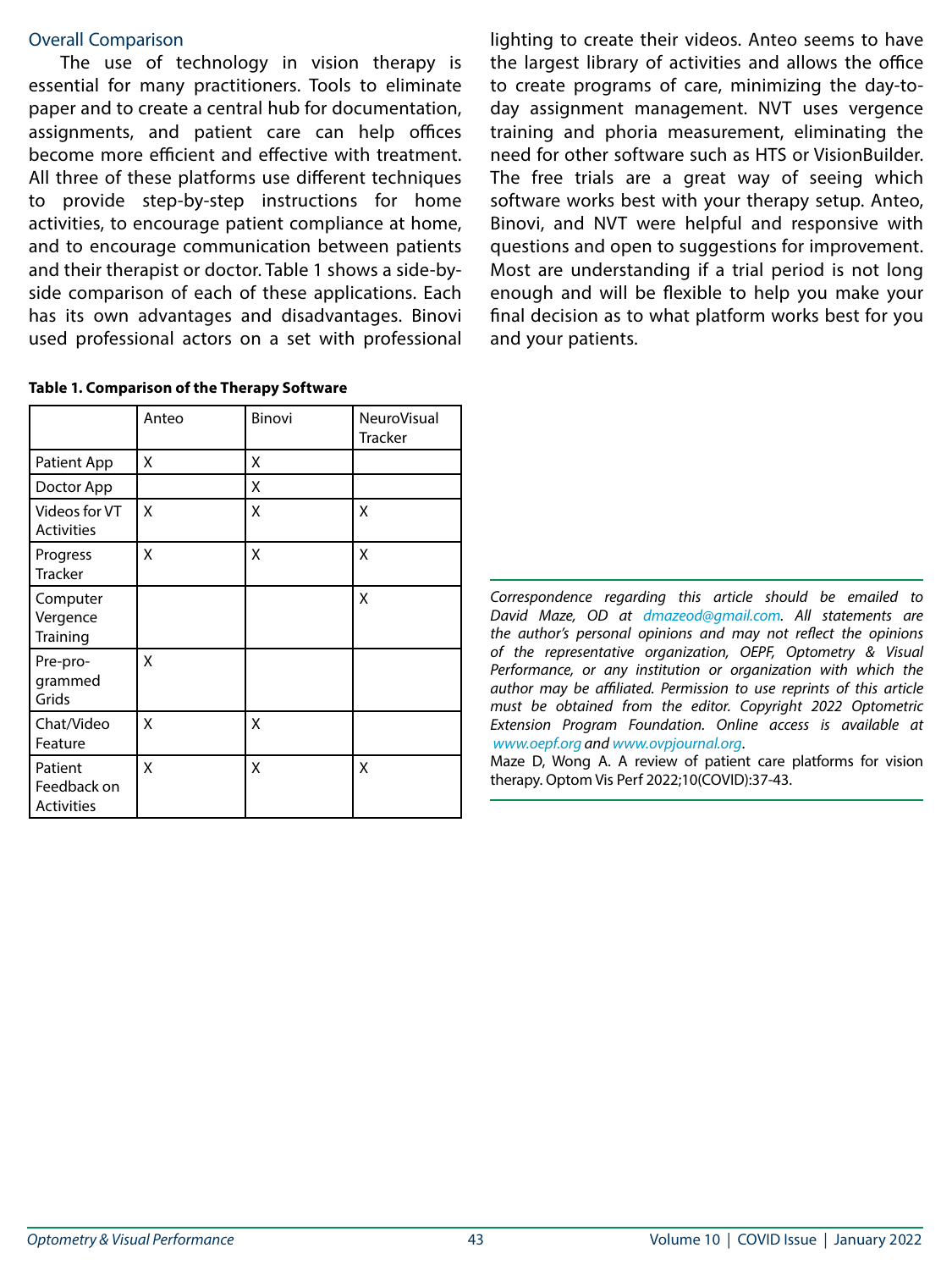### Overall Comparison

The use of technology in vision therapy is essential for many practitioners. Tools to eliminate paper and to create a central hub for documentation, assignments, and patient care can help offices become more efficient and effective with treatment. All three of these platforms use different techniques to provide step-by-step instructions for home activities, to encourage patient compliance at home, and to encourage communication between patients and their therapist or doctor. Table 1 shows a side-by-side comparison of each of these applications. Each has its own advantages and disadvantages. Binovi used professional actors on a set with professional lighting to create their videos. Anteo seems to have the largest library of activities and allows the office to create programs of care, minimizing the day-to-day assignment management. NVT uses vergence training and phoria measurement, eliminating the need for other software such as HTS or VisionBuilder. The free trials are a great way of seeing which software works best with your therapy setup. Anteo, Binovi, and NVT were helpful and responsive with questions and open to suggestions for improvement. Most are understanding if a trial period is not long enough and will be flexible to help you make your final decision as to what platform works best for you and your patients.

**Table 1. Comparison of the Therapy Software**

| | Anteo | Binovi | NeuroVisual Tracker |
|---|---|---|---|
| Patient App | X | X | |
| Doctor App | | X | |
| Videos for VT Activities | X | X | X |
| Progress Tracker | X | X | X |
| Computer Vergence Training | | | X |
| Pre-programmed Grids | X | | |
| Chat/Video Feature | X | X | |
| Patient Feedback on Activities | X | X | X |

*Correspondence regarding this article should be emailed to David Maze, OD at dmazeod@gmail.com. All statements are the author's personal opinions and may not reflect the opinions of the representative organization, OEPF, Optometry & Visual Performance, or any institution or organization with which the author may be affiliated. Permission to use reprints of this article must be obtained from the editor. Copyright 2022 Optometric Extension Program Foundation. Online access is available at www.oepf.org and www.ovpjournal.org.*

Maze D, Wong A. A review of patient care platforms for vision therapy. Optom Vis Perf 2022;10(COVID):37-43.